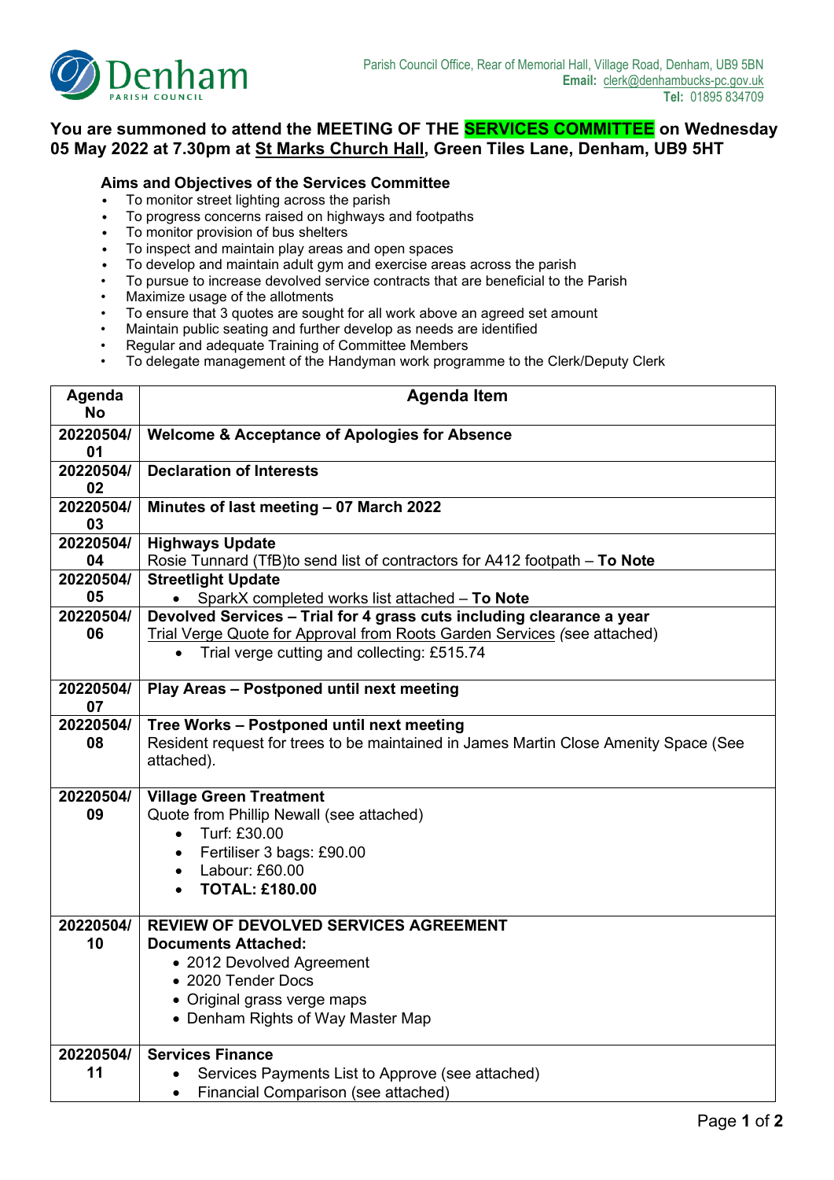Denham
PARISH COUNCIL

Parish Council Office, Rear of Memorial Hall, Village Road, Denham, UB9 5BN
**Email:** clerk@denhambucks-pc.gov.uk
**Tel:** 01895 834709

## You are summoned to attend the MEETING OF THE SERVICES COMMITTEE on Wednesday 05 May 2022 at 7.30pm at St Marks Church Hall, Green Tiles Lane, Denham, UB9 5HT

### Aims and Objectives of the Services Committee

- To monitor street lighting across the parish
- To progress concerns raised on highways and footpaths
- To monitor provision of bus shelters
- To inspect and maintain play areas and open spaces
- To develop and maintain adult gym and exercise areas across the parish
- To pursue to increase devolved service contracts that are beneficial to the Parish
- Maximize usage of the allotments
- To ensure that 3 quotes are sought for all work above an agreed set amount
- Maintain public seating and further develop as needs are identified
- Regular and adequate Training of Committee Members
- To delegate management of the Handyman work programme to the Clerk/Deputy Clerk

| Agenda No | Agenda Item |
|---|---|
| 20220504/01 | **Welcome & Acceptance of Apologies for Absence** |
| 20220504/02 | **Declaration of Interests** |
| 20220504/03 | **Minutes of last meeting – 07 March 2022** |
| 20220504/04 | **Highways Update**<br>Rosie Tunnard (TfB)to send list of contractors for A412 footpath – **To Note** |
| 20220504/05 | **Streetlight Update**<br>• SparkX completed works list attached – **To Note** |
| 20220504/06 | **Devolved Services – Trial for 4 grass cuts including clearance a year**<br>Trial Verge Quote for Approval from Roots Garden Services *(*see attached)<br>• Trial verge cutting and collecting: £515.74 |
| 20220504/07 | **Play Areas – Postponed until next meeting** |
| 20220504/08 | **Tree Works – Postponed until next meeting**<br>Resident request for trees to be maintained in James Martin Close Amenity Space (See attached). |
| 20220504/09 | **Village Green Treatment**<br>Quote from Phillip Newall (see attached)<br>• Turf: £30.00<br>• Fertiliser 3 bags: £90.00<br>• Labour: £60.00<br>• **TOTAL: £180.00** |
| 20220504/10 | **REVIEW OF DEVOLVED SERVICES AGREEMENT**<br>**Documents Attached:**<br>• 2012 Devolved Agreement<br>• 2020 Tender Docs<br>• Original grass verge maps<br>• Denham Rights of Way Master Map |
| 20220504/11 | **Services Finance**<br>• Services Payments List to Approve (see attached)<br>• Financial Comparison (see attached) |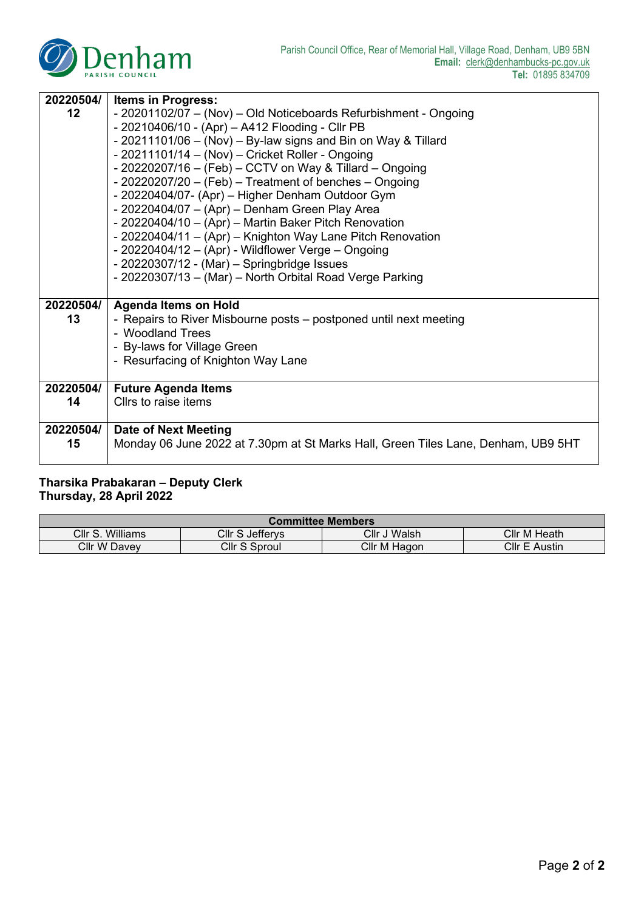Parish Council Office, Rear of Memorial Hall, Village Road, Denham, UB9 5BN
**Email:** clerk@denhambucks-pc.gov.uk
**Tel:** 01895 834709

| | |
|---|---|
| **20220504/ 12** | **Items in Progress:**<br>- 20201102/07 – (Nov) – Old Noticeboards Refurbishment - Ongoing<br>- 20210406/10 - (Apr) – A412 Flooding - Cllr PB<br>- 20211101/06 – (Nov) – By-law signs and Bin on Way & Tillard<br>- 20211101/14 – (Nov) – Cricket Roller - Ongoing<br>- 20220207/16 – (Feb) – CCTV on Way & Tillard – Ongoing<br>- 20220207/20 – (Feb) – Treatment of benches – Ongoing<br>- 20220404/07- (Apr) – Higher Denham Outdoor Gym<br>- 20220404/07 – (Apr) – Denham Green Play Area<br>- 20220404/10 – (Apr) – Martin Baker Pitch Renovation<br>- 20220404/11 – (Apr) – Knighton Way Lane Pitch Renovation<br>- 20220404/12 – (Apr) - Wildflower Verge – Ongoing<br>- 20220307/12 - (Mar) – Springbridge Issues<br>- 20220307/13 – (Mar) – North Orbital Road Verge Parking |
| **20220504/ 13** | **Agenda Items on Hold**<br>- Repairs to River Misbourne posts – postponed until next meeting<br>- Woodland Trees<br>- By-laws for Village Green<br>- Resurfacing of Knighton Way Lane |
| **20220504/ 14** | **Future Agenda Items**<br>Cllrs to raise items |
| **20220504/ 15** | **Date of Next Meeting**<br>Monday 06 June 2022 at 7.30pm at St Marks Hall, Green Tiles Lane, Denham, UB9 5HT |

**Tharsika Prabakaran – Deputy Clerk**
**Thursday, 28 April 2022**

| **Committee Members** | | | |
|---|---|---|---|
| Cllr S. Williams | Cllr S Jefferys | Cllr J Walsh | Cllr M Heath |
| Cllr W Davey | Cllr S Sproul | Cllr M Hagon | Cllr E Austin |